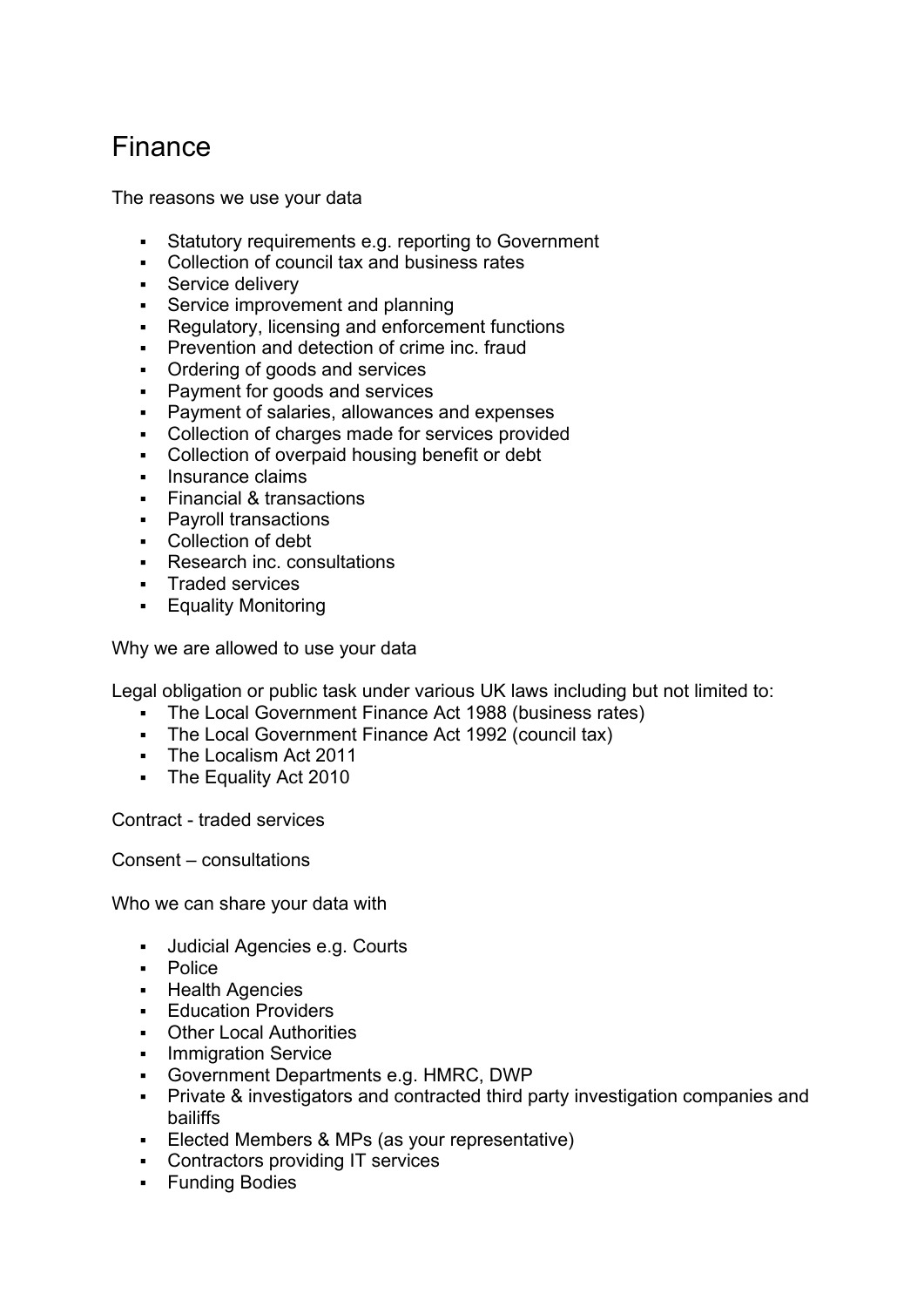# Finance

The reasons we use your data

- Statutory requirements e.g. reporting to Government
- Collection of council tax and business rates
- Service delivery
- Service improvement and planning
- Regulatory, licensing and enforcement functions
- Prevention and detection of crime inc. fraud
- Ordering of goods and services
- Payment for goods and services
- Payment of salaries, allowances and expenses
- Collection of charges made for services provided
- Collection of overpaid housing benefit or debt
- Insurance claims
- Financial & transactions
- Payroll transactions
- Collection of debt
- Research inc. consultations
- Traded services
- Equality Monitoring

Why we are allowed to use your data

Legal obligation or public task under various UK laws including but not limited to:

- The Local Government Finance Act 1988 (business rates)
- The Local Government Finance Act 1992 (council tax)
- The Localism Act 2011
- The Equality Act 2010

Contract - traded services

Consent – consultations

Who we can share your data with

- Judicial Agencies e.g. Courts
- Police
- Health Agencies
- Education Providers
- Other Local Authorities
- Immigration Service
- Government Departments e.g. HMRC, DWP
- Private & investigators and contracted third party investigation companies and bailiffs
- Elected Members & MPs (as your representative)
- Contractors providing IT services
- Funding Bodies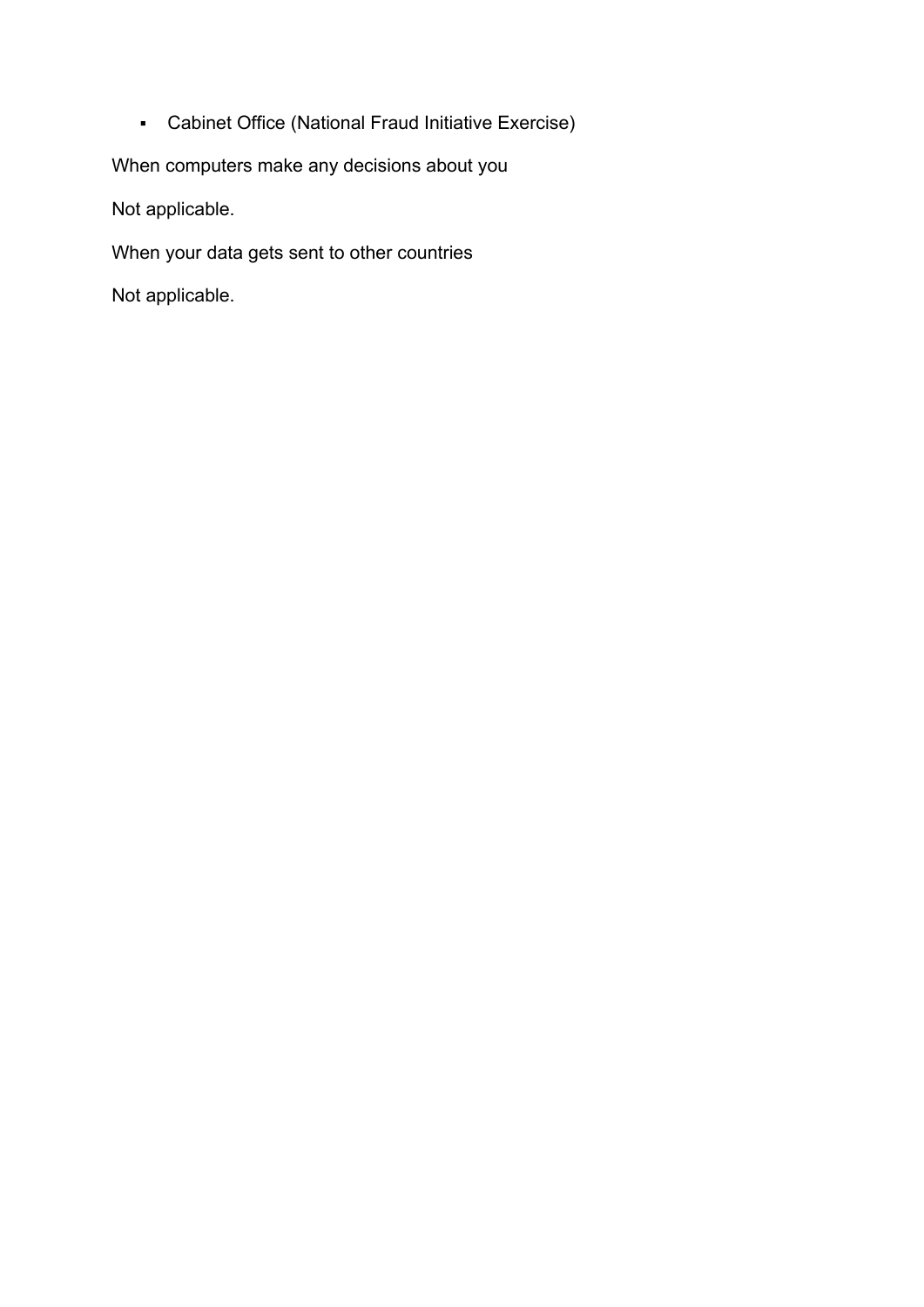- Cabinet Office (National Fraud Initiative Exercise)

When computers make any decisions about you

Not applicable.

When your data gets sent to other countries

Not applicable.